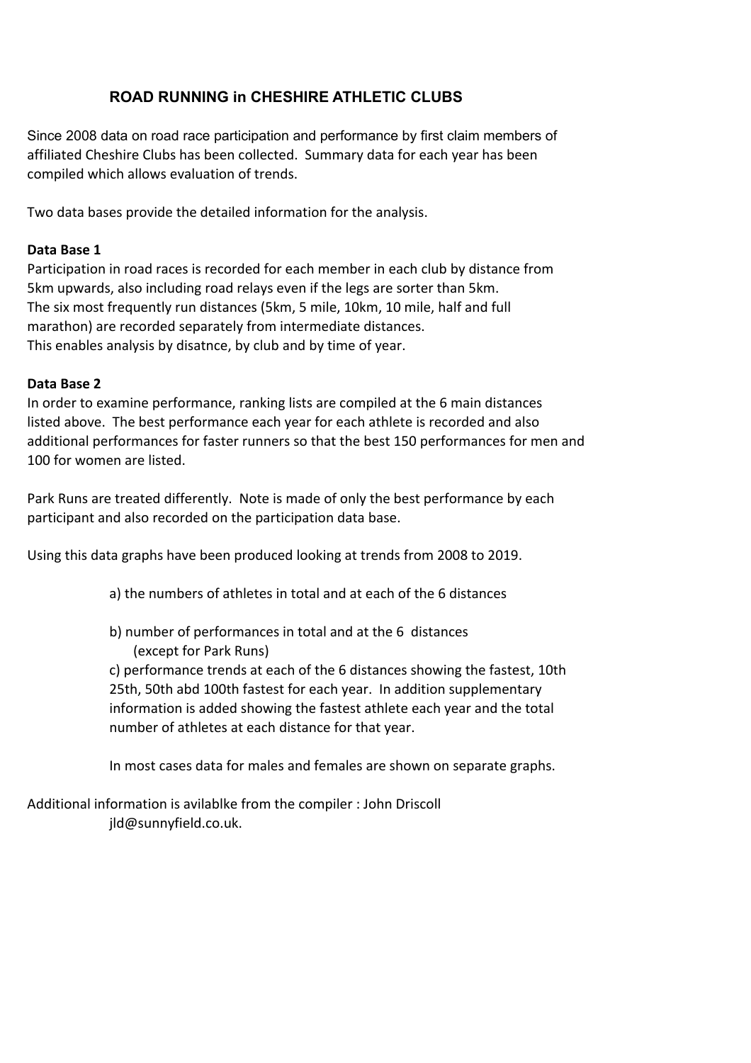# ROAD RUNNING in CHESHIRE ATHLETIC CLUBS

Since 2008 data on road race participation and performance by first claim members of affiliated Cheshire Clubs has been collected. Summary data for each year has been compiled which allows evaluation of trends.

Two data bases provide the detailed information for the analysis.

**Data Base 1**
Participation in road races is recorded for each member in each club by distance from 5km upwards, also including road relays even if the legs are sorter than 5km.
The six most frequently run distances (5km, 5 mile, 10km, 10 mile, half and full marathon) are recorded separately from intermediate distances.
This enables analysis by disatnce, by club and by time of year.

**Data Base 2**
In order to examine performance, ranking lists are compiled at the 6 main distances listed above. The best performance each year for each athlete is recorded and also additional performances for faster runners so that the best 150 performances for men and 100 for women are listed.

Park Runs are treated differently. Note is made of only the best performance by each participant and also recorded on the participation data base.

Using this data graphs have been produced looking at trends from 2008 to 2019.

a) the numbers of athletes in total and at each of the 6 distances

b) number of performances in total and at the 6 distances
(except for Park Runs)

c) performance trends at each of the 6 distances showing the fastest, 10th 25th, 50th abd 100th fastest for each year. In addition supplementary information is added showing the fastest athlete each year and the total number of athletes at each distance for that year.

In most cases data for males and females are shown on separate graphs.

Additional information is avilablke from the compiler : John Driscoll
jld@sunnyfield.co.uk.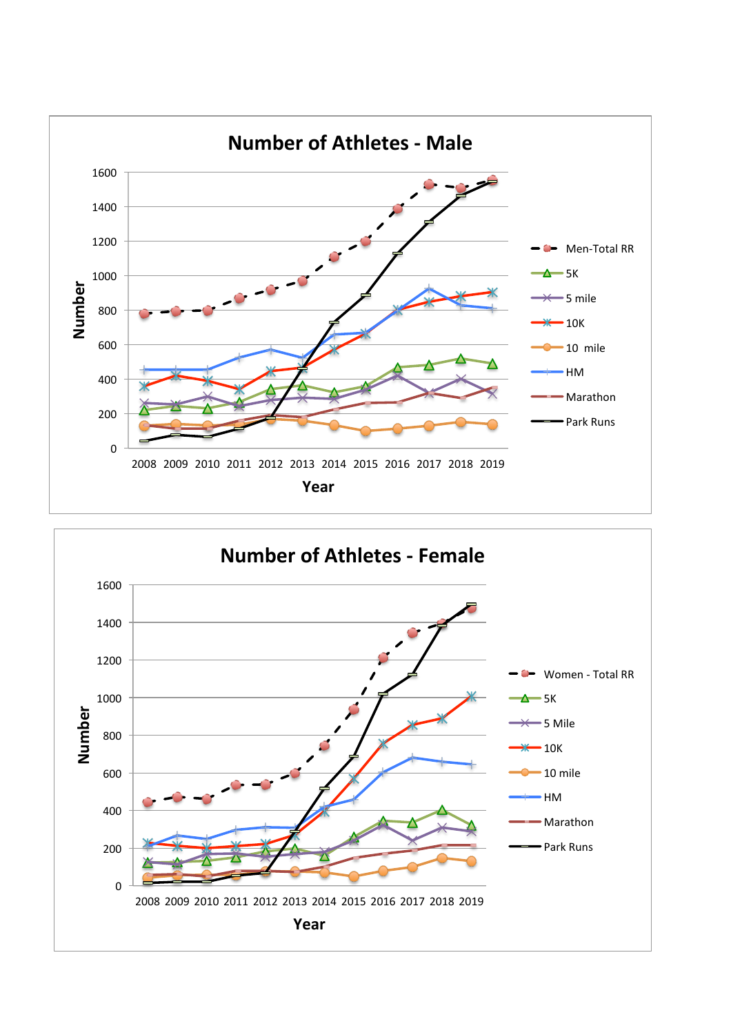## Number of Athletes - Male

Number

1600
1400
1200
1000
800
600
400
200
0

2008 2009 2010 2011 2012 2013 2014 2015 2016 2017 2018 2019

Year

- Men-Total RR
- 5K
- 5 mile
- 10K
- 10 mile
- HM
- Marathon
- Park Runs

## Number of Athletes - Female

Number

1600
1400
1200
1000
800
600
400
200
0

2008 2009 2010 2011 2012 2013 2014 2015 2016 2017 2018 2019

Year

- Women - Total RR
- 5K
- 5 Mile
- 10K
- 10 mile
- HM
- Marathon
- Park Runs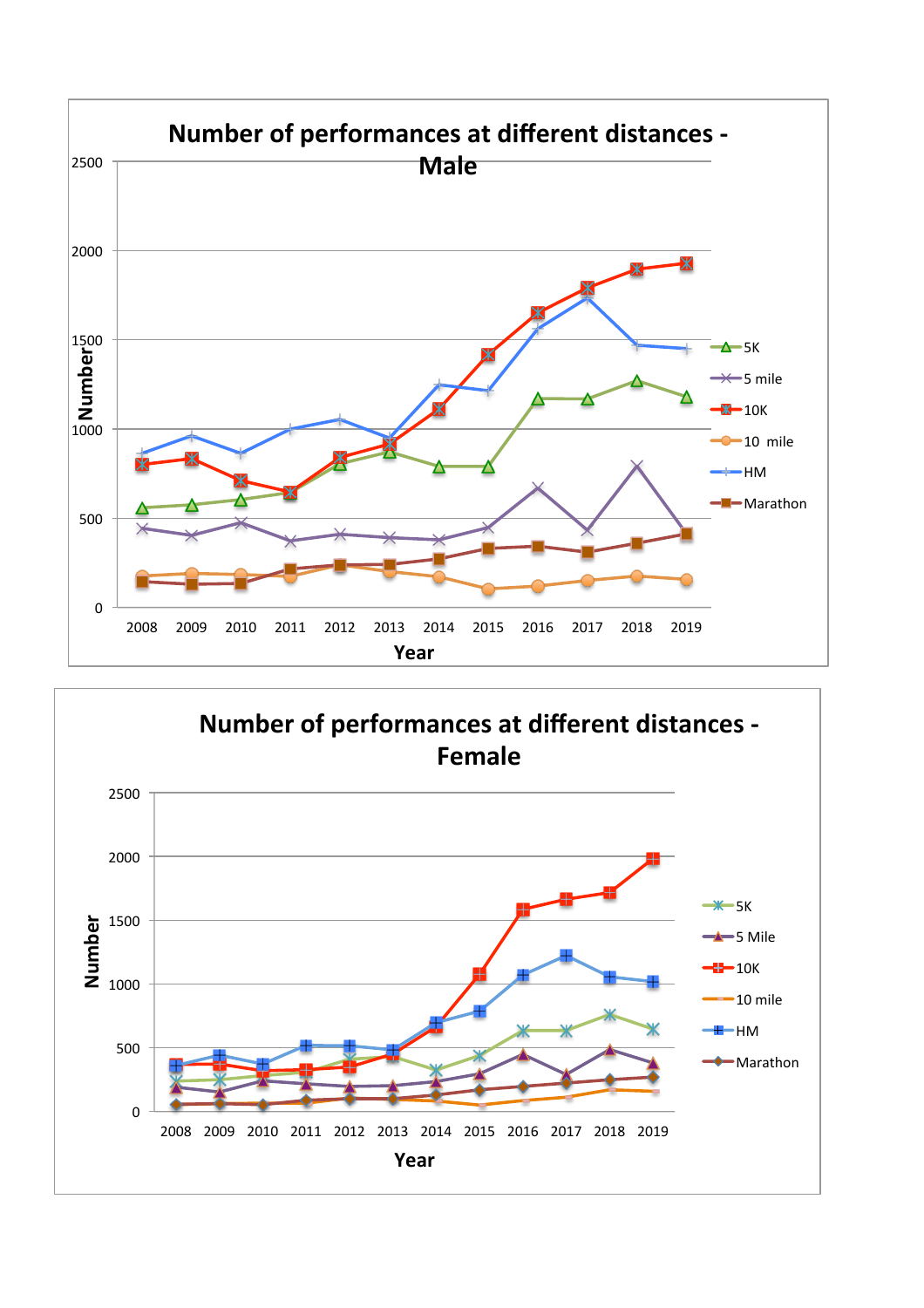## Number of performances at different distances - Male

Number

2500
2000
1500
1000
500
0

2008 2009 2010 2011 2012 2013 2014 2015 2016 2017 2018 2019

Year

- 5K
- 5 mile
- 10K
- 10 mile
- HM
- Marathon

## Number of performances at different distances - Female

Number

2500
2000
1500
1000
500
0

2008 2009 2010 2011 2012 2013 2014 2015 2016 2017 2018 2019

Year

- 5K
- 5 Mile
- 10K
- 10 mile
- HM
- Marathon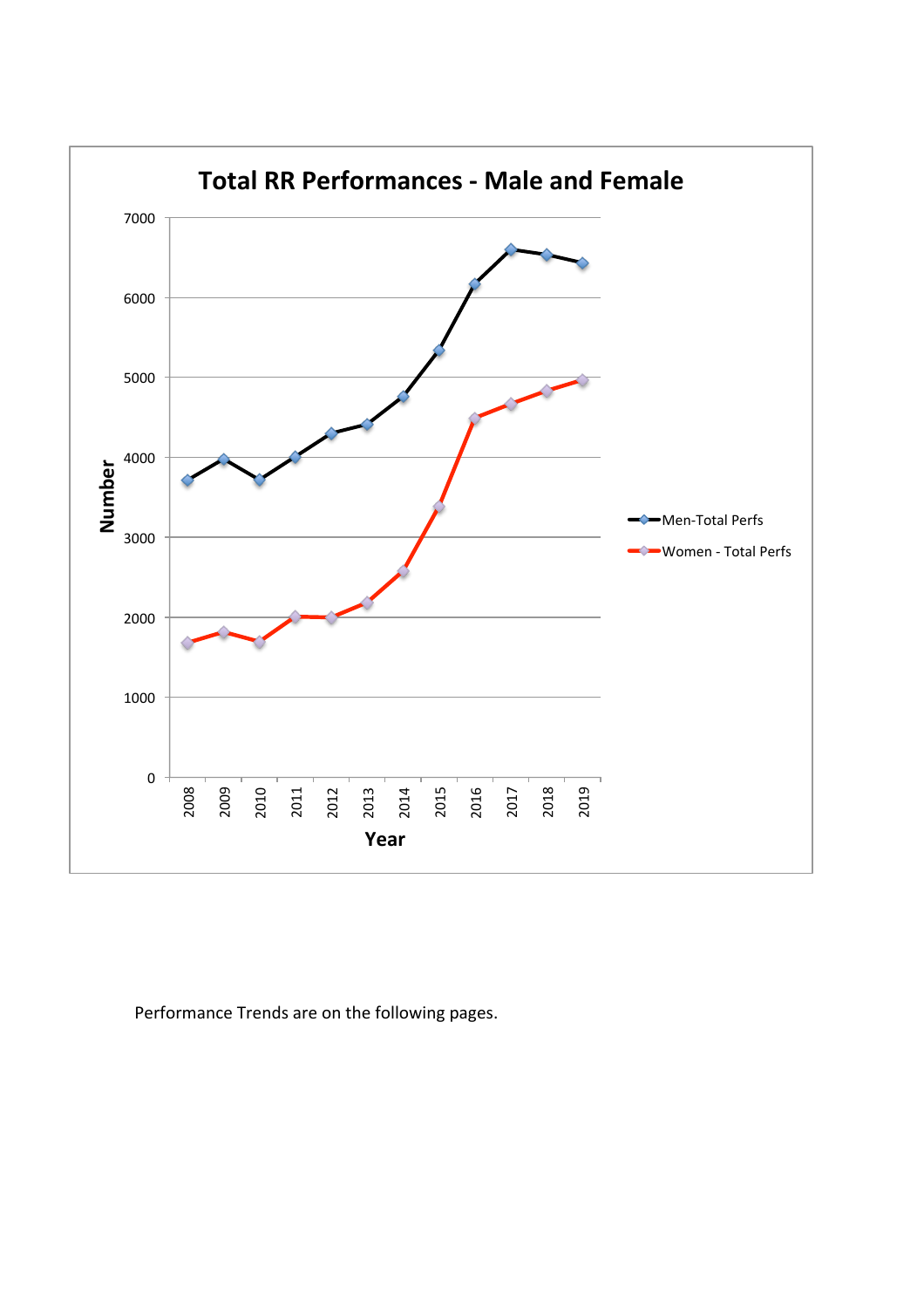**Total RR Performances - Male and Female**

Performance Trends are on the following pages.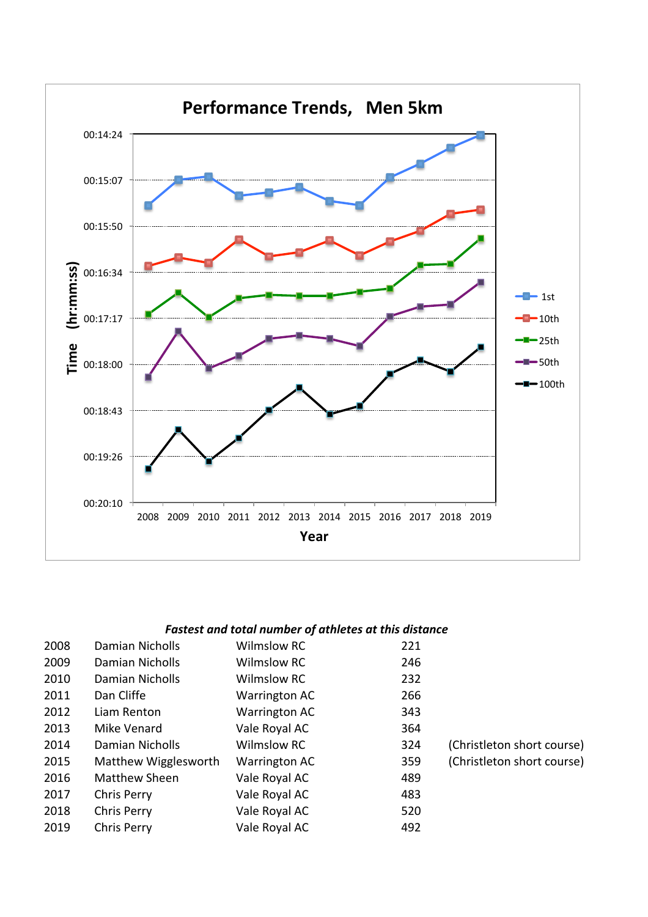Performance Trends, Men 5km

Time (hr:mm:ss)

00:14:24
00:15:07
00:15:50
00:16:34
00:17:17
00:18:00
00:18:43
00:19:26
00:20:10

2008 2009 2010 2011 2012 2013 2014 2015 2016 2017 2018 2019

Year

1st
10th
25th
50th
100th

***Fastest and total number of athletes at this distance***

| | | | | |
|---|---|---|---|---|
| 2008 | Damian Nicholls | Wilmslow RC | 221 | |
| 2009 | Damian Nicholls | Wilmslow RC | 246 | |
| 2010 | Damian Nicholls | Wilmslow RC | 232 | |
| 2011 | Dan Cliffe | Warrington AC | 266 | |
| 2012 | Liam Renton | Warrington AC | 343 | |
| 2013 | Mike Venard | Vale Royal AC | 364 | |
| 2014 | Damian Nicholls | Wilmslow RC | 324 | (Christleton short course) |
| 2015 | Matthew Wigglesworth | Warrington AC | 359 | (Christleton short course) |
| 2016 | Matthew Sheen | Vale Royal AC | 489 | |
| 2017 | Chris Perry | Vale Royal AC | 483 | |
| 2018 | Chris Perry | Vale Royal AC | 520 | |
| 2019 | Chris Perry | Vale Royal AC | 492 | |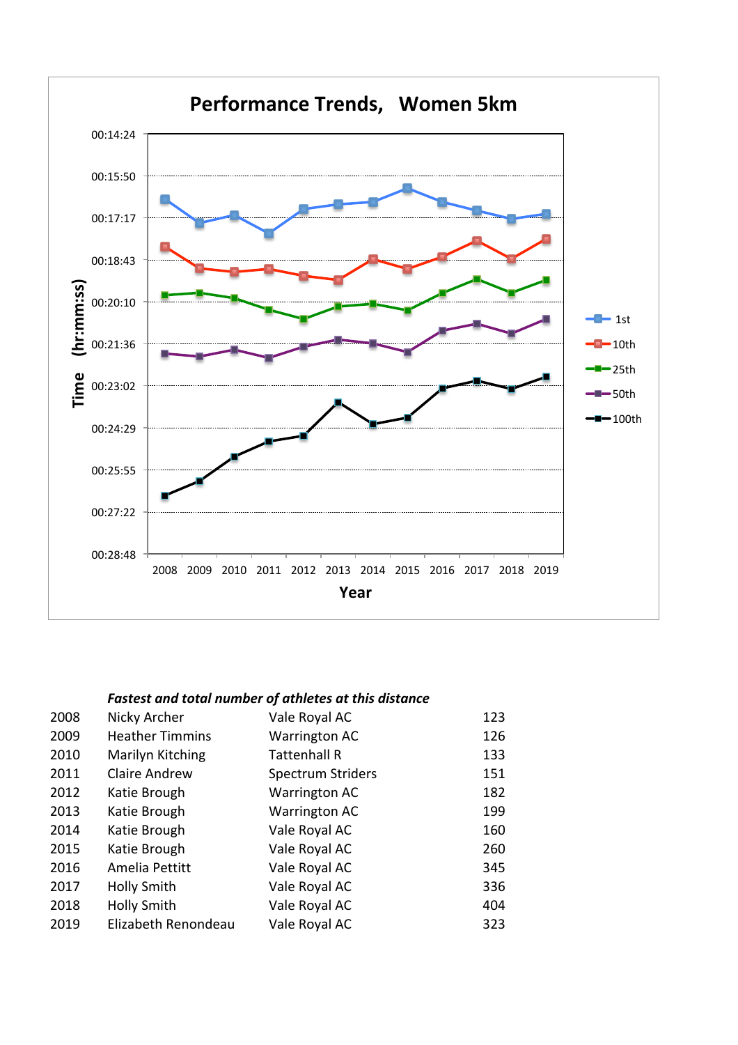## Performance Trends, Women 5km

Time (hr:mm:ss)

00:14:24
00:15:50
00:17:17
00:18:43
00:20:10
00:21:36
00:23:02
00:24:29
00:25:55
00:27:22
00:28:48

2008 2009 2010 2011 2012 2013 2014 2015 2016 2017 2018 2019

Year

1st
10th
25th
50th
100th

***Fastest and total number of athletes at this distance***

| | | | |
|---|---|---|---|
| 2008 | Nicky Archer | Vale Royal AC | 123 |
| 2009 | Heather Timmins | Warrington AC | 126 |
| 2010 | Marilyn Kitching | Tattenhall R | 133 |
| 2011 | Claire Andrew | Spectrum Striders | 151 |
| 2012 | Katie Brough | Warrington AC | 182 |
| 2013 | Katie Brough | Warrington AC | 199 |
| 2014 | Katie Brough | Vale Royal AC | 160 |
| 2015 | Katie Brough | Vale Royal AC | 260 |
| 2016 | Amelia Pettitt | Vale Royal AC | 345 |
| 2017 | Holly Smith | Vale Royal AC | 336 |
| 2018 | Holly Smith | Vale Royal AC | 404 |
| 2019 | Elizabeth Renondeau | Vale Royal AC | 323 |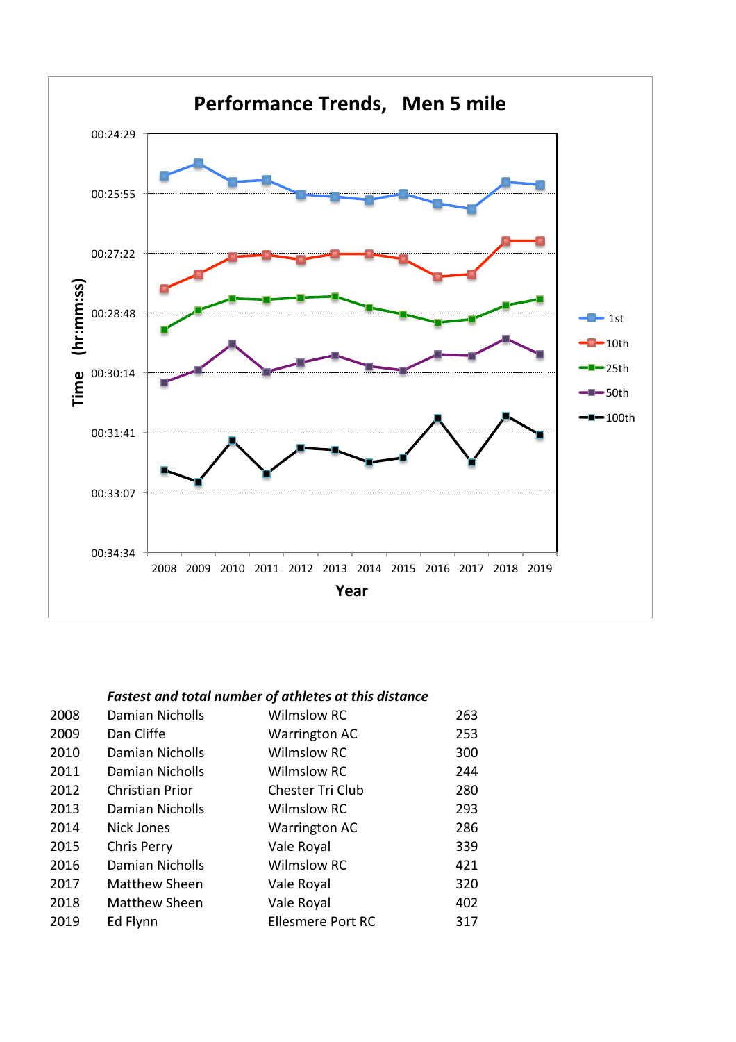## Performance Trends, Men 5 mile

Time (hr:mm:ss): 00:24:29, 00:25:55, 00:27:22, 00:28:48, 00:30:14, 00:31:41, 00:33:07, 00:34:34

Year: 2008, 2009, 2010, 2011, 2012, 2013, 2014, 2015, 2016, 2017, 2018, 2019

Legend: 1st, 10th, 25th, 50th, 100th

***Fastest and total number of athletes at this distance***

| | | | |
|---|---|---|---|
| 2008 | Damian Nicholls | Wilmslow RC | 263 |
| 2009 | Dan Cliffe | Warrington AC | 253 |
| 2010 | Damian Nicholls | Wilmslow RC | 300 |
| 2011 | Damian Nicholls | Wilmslow RC | 244 |
| 2012 | Christian Prior | Chester Tri Club | 280 |
| 2013 | Damian Nicholls | Wilmslow RC | 293 |
| 2014 | Nick Jones | Warrington AC | 286 |
| 2015 | Chris Perry | Vale Royal | 339 |
| 2016 | Damian Nicholls | Wilmslow RC | 421 |
| 2017 | Matthew Sheen | Vale Royal | 320 |
| 2018 | Matthew Sheen | Vale Royal | 402 |
| 2019 | Ed Flynn | Ellesmere Port RC | 317 |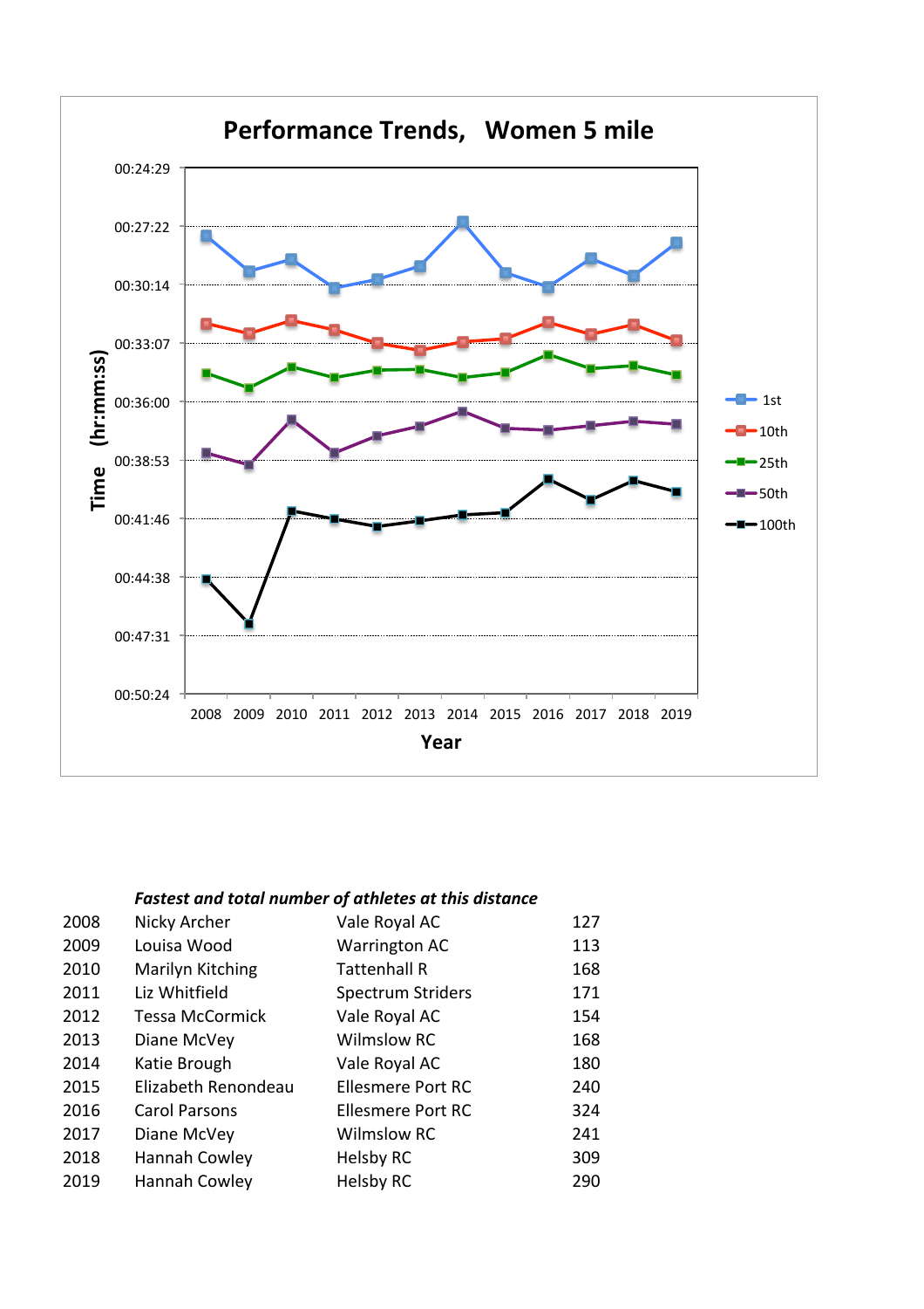**Performance Trends, Women 5 mile**

*Fastest and total number of athletes at this distance*

| | | | |
|---|---|---|---|
| 2008 | Nicky Archer | Vale Royal AC | 127 |
| 2009 | Louisa Wood | Warrington AC | 113 |
| 2010 | Marilyn Kitching | Tattenhall R | 168 |
| 2011 | Liz Whitfield | Spectrum Striders | 171 |
| 2012 | Tessa McCormick | Vale Royal AC | 154 |
| 2013 | Diane McVey | Wilmslow RC | 168 |
| 2014 | Katie Brough | Vale Royal AC | 180 |
| 2015 | Elizabeth Renondeau | Ellesmere Port RC | 240 |
| 2016 | Carol Parsons | Ellesmere Port RC | 324 |
| 2017 | Diane McVey | Wilmslow RC | 241 |
| 2018 | Hannah Cowley | Helsby RC | 309 |
| 2019 | Hannah Cowley | Helsby RC | 290 |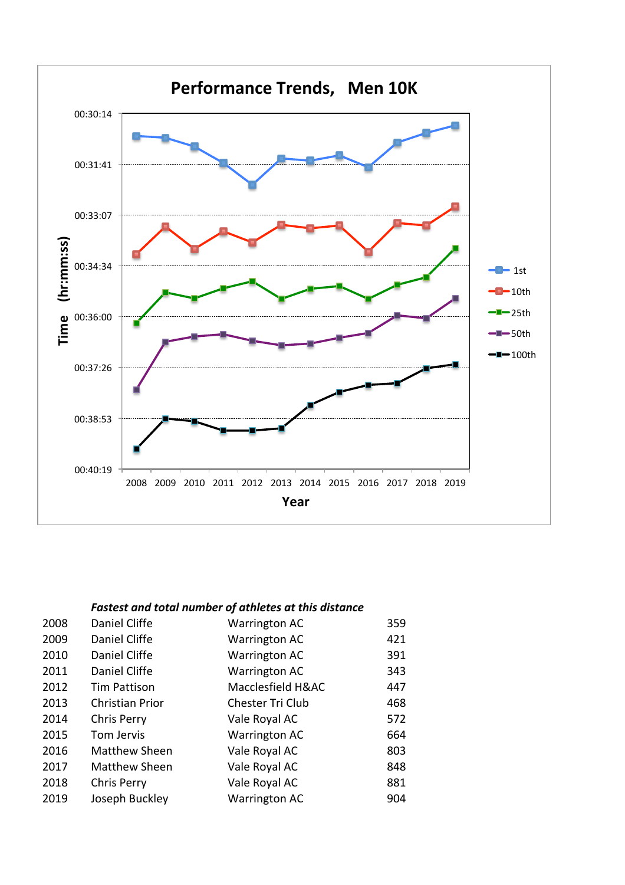## Performance Trends, Men 10K

Time (hr:mm:ss)

00:30:14
00:31:41
00:33:07
00:34:34
00:36:00
00:37:26
00:38:53
00:40:19

2008 2009 2010 2011 2012 2013 2014 2015 2016 2017 2018 2019

Year

1st
10th
25th
50th
100th

***Fastest and total number of athletes at this distance***

| | | | |
|---|---|---|---|
| 2008 | Daniel Cliffe | Warrington AC | 359 |
| 2009 | Daniel Cliffe | Warrington AC | 421 |
| 2010 | Daniel Cliffe | Warrington AC | 391 |
| 2011 | Daniel Cliffe | Warrington AC | 343 |
| 2012 | Tim Pattison | Macclesfield H&AC | 447 |
| 2013 | Christian Prior | Chester Tri Club | 468 |
| 2014 | Chris Perry | Vale Royal AC | 572 |
| 2015 | Tom Jervis | Warrington AC | 664 |
| 2016 | Matthew Sheen | Vale Royal AC | 803 |
| 2017 | Matthew Sheen | Vale Royal AC | 848 |
| 2018 | Chris Perry | Vale Royal AC | 881 |
| 2019 | Joseph Buckley | Warrington AC | 904 |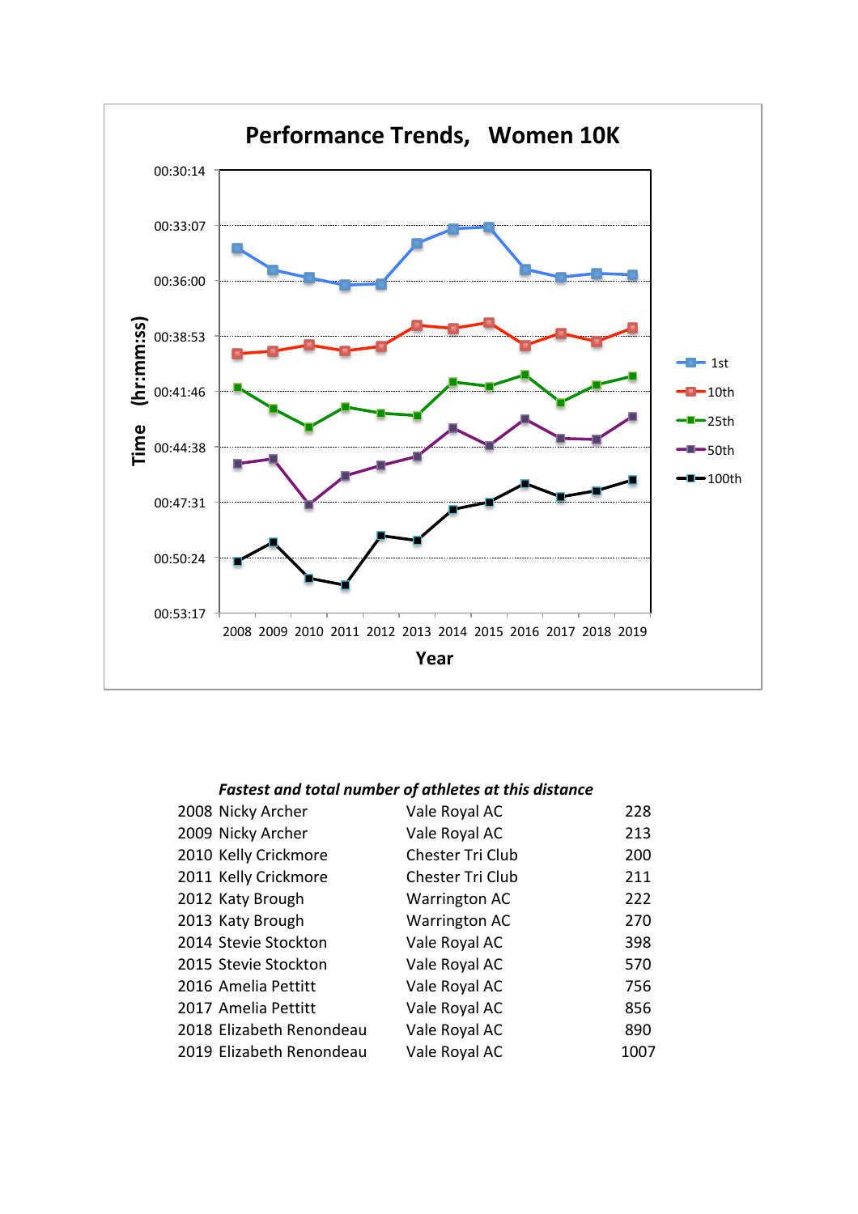## Performance Trends, Women 10K

Time (hr:mm:ss)

00:30:14
00:33:07
00:36:00
00:38:53
00:41:46
00:44:38
00:47:31
00:50:24
00:53:17

2008 2009 2010 2011 2012 2013 2014 2015 2016 2017 2018 2019

Year

1st
10th
25th
50th
100th

***Fastest and total number of athletes at this distance***

| | | | |
|---|---|---|---|
| 2008 | Nicky Archer | Vale Royal AC | 228 |
| 2009 | Nicky Archer | Vale Royal AC | 213 |
| 2010 | Kelly Crickmore | Chester Tri Club | 200 |
| 2011 | Kelly Crickmore | Chester Tri Club | 211 |
| 2012 | Katy Brough | Warrington AC | 222 |
| 2013 | Katy Brough | Warrington AC | 270 |
| 2014 | Stevie Stockton | Vale Royal AC | 398 |
| 2015 | Stevie Stockton | Vale Royal AC | 570 |
| 2016 | Amelia Pettitt | Vale Royal AC | 756 |
| 2017 | Amelia Pettitt | Vale Royal AC | 856 |
| 2018 | Elizabeth Renondeau | Vale Royal AC | 890 |
| 2019 | Elizabeth Renondeau | Vale Royal AC | 1007 |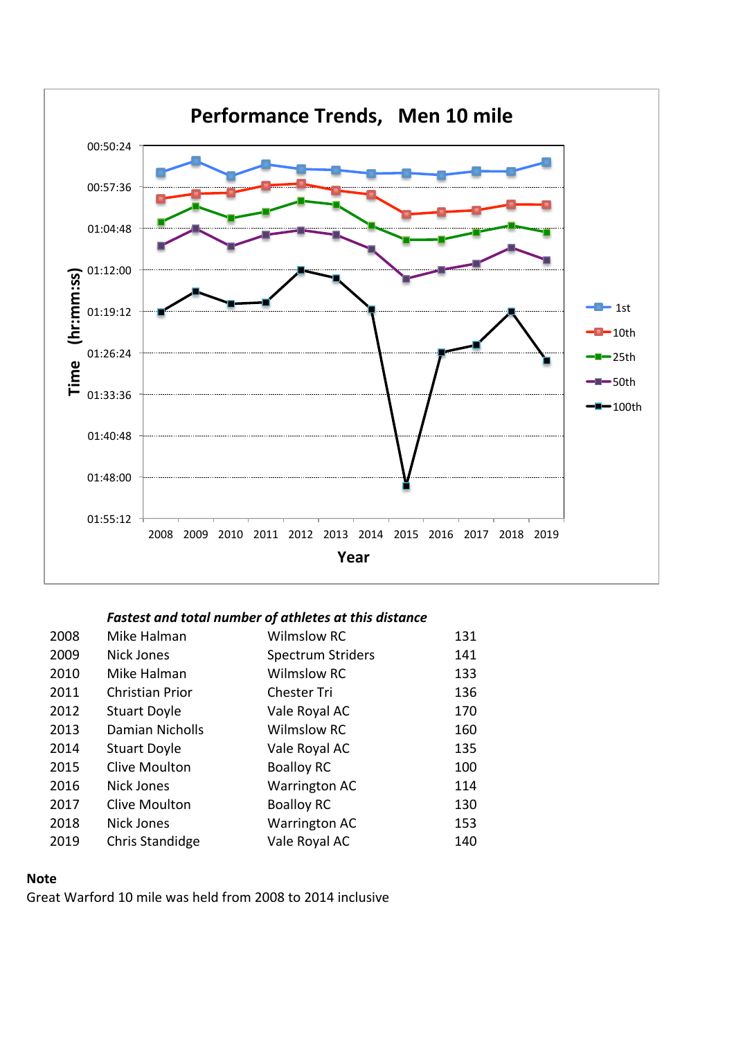## Performance Trends, Men 10 mile

Time (hr:mm:ss)

00:50:24
00:57:36
01:04:48
01:12:00
01:19:12
01:26:24
01:33:36
01:40:48
01:48:00
01:55:12

2008 2009 2010 2011 2012 2013 2014 2015 2016 2017 2018 2019

Year

1st
10th
25th
50th
100th

*Fastest and total number of athletes at this distance*

| | | | |
|---|---|---|---|
| 2008 | Mike Halman | Wilmslow RC | 131 |
| 2009 | Nick Jones | Spectrum Striders | 141 |
| 2010 | Mike Halman | Wilmslow RC | 133 |
| 2011 | Christian Prior | Chester Tri | 136 |
| 2012 | Stuart Doyle | Vale Royal AC | 170 |
| 2013 | Damian Nicholls | Wilmslow RC | 160 |
| 2014 | Stuart Doyle | Vale Royal AC | 135 |
| 2015 | Clive Moulton | Boalloy RC | 100 |
| 2016 | Nick Jones | Warrington AC | 114 |
| 2017 | Clive Moulton | Boalloy RC | 130 |
| 2018 | Nick Jones | Warrington AC | 153 |
| 2019 | Chris Standidge | Vale Royal AC | 140 |

**Note**

Great Warford 10 mile was held from 2008 to 2014 inclusive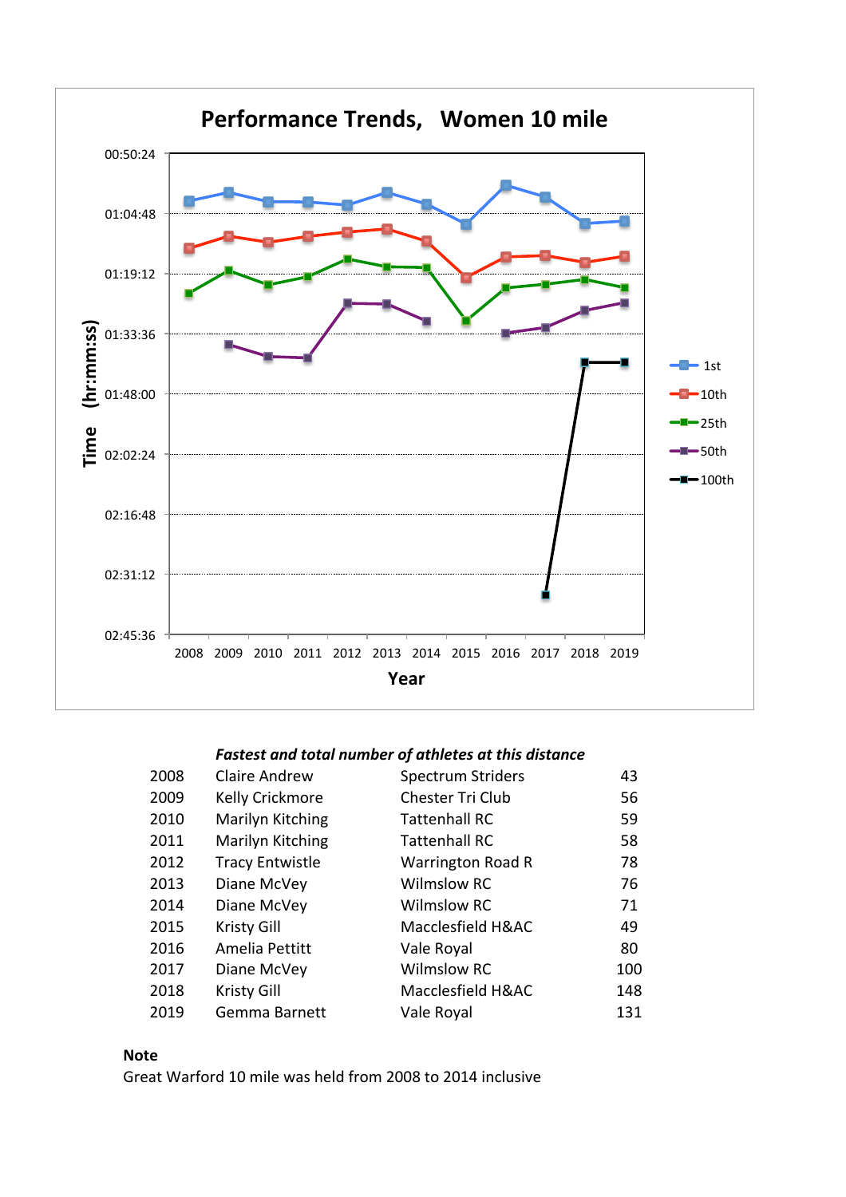## Performance Trends, Women 10 mile

Time (hr:mm:ss)

00:50:24, 01:04:48, 01:19:12, 01:33:36, 01:48:00, 02:02:24, 02:16:48, 02:31:12, 02:45:36

Year

2008 2009 2010 2011 2012 2013 2014 2015 2016 2017 2018 2019

1st, 10th, 25th, 50th, 100th

***Fastest and total number of athletes at this distance***

| | | | |
|---|---|---|---|
| 2008 | Claire Andrew | Spectrum Striders | 43 |
| 2009 | Kelly Crickmore | Chester Tri Club | 56 |
| 2010 | Marilyn Kitching | Tattenhall RC | 59 |
| 2011 | Marilyn Kitching | Tattenhall RC | 58 |
| 2012 | Tracy Entwistle | Warrington Road R | 78 |
| 2013 | Diane McVey | Wilmslow RC | 76 |
| 2014 | Diane McVey | Wilmslow RC | 71 |
| 2015 | Kristy Gill | Macclesfield H&AC | 49 |
| 2016 | Amelia Pettitt | Vale Royal | 80 |
| 2017 | Diane McVey | Wilmslow RC | 100 |
| 2018 | Kristy Gill | Macclesfield H&AC | 148 |
| 2019 | Gemma Barnett | Vale Royal | 131 |

**Note**

Great Warford 10 mile was held from 2008 to 2014 inclusive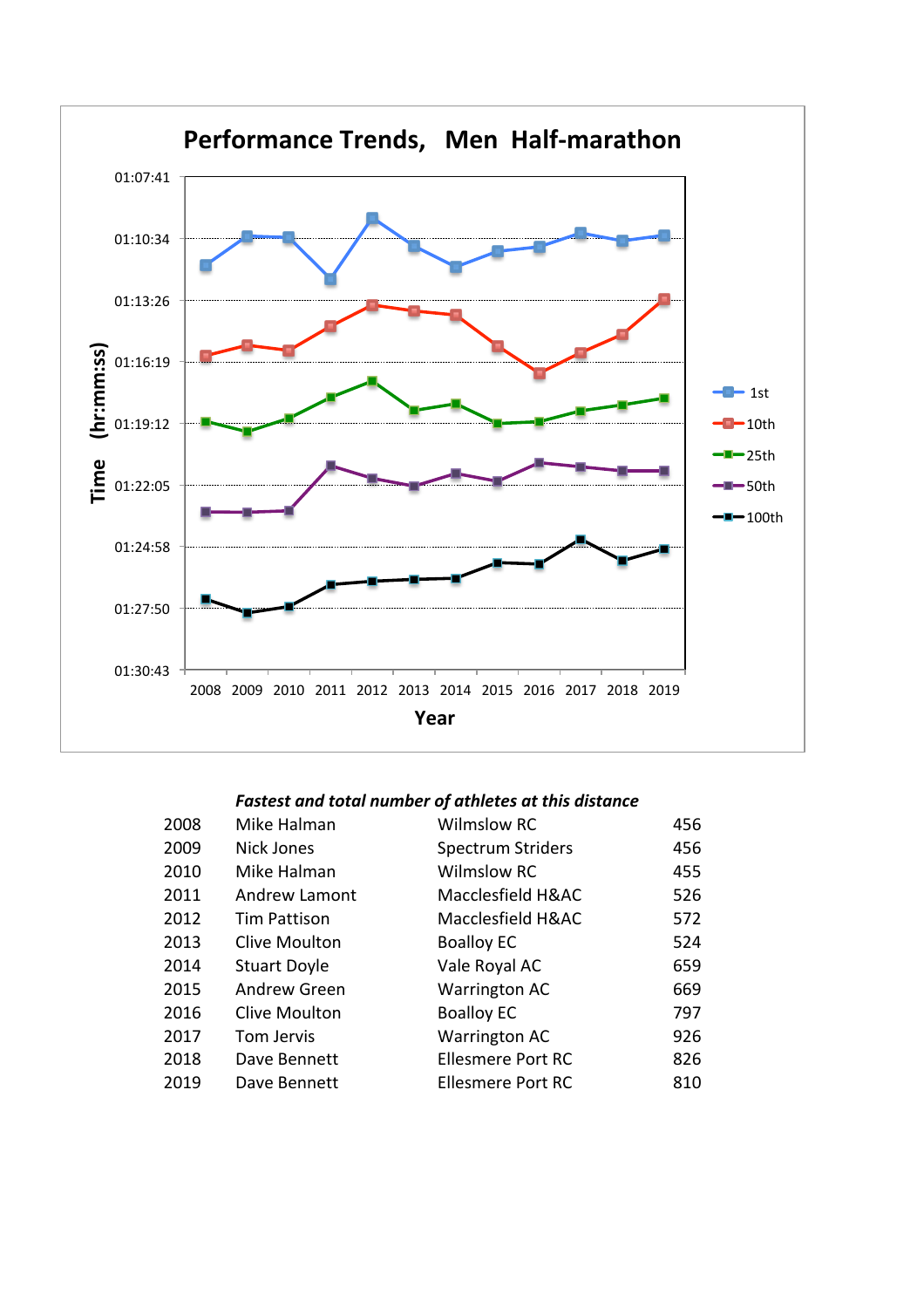## Performance Trends, Men Half-marathon

Time (hr:mm:ss)

01:07:41
01:10:34
01:13:26
01:16:19
01:19:12
01:22:05
01:24:58
01:27:50
01:30:43

2008 2009 2010 2011 2012 2013 2014 2015 2016 2017 2018 2019

Year

1st
10th
25th
50th
100th

*Fastest and total number of athletes at this distance*

| | | | |
|---|---|---|---|
| 2008 | Mike Halman | Wilmslow RC | 456 |
| 2009 | Nick Jones | Spectrum Striders | 456 |
| 2010 | Mike Halman | Wilmslow RC | 455 |
| 2011 | Andrew Lamont | Macclesfield H&AC | 526 |
| 2012 | Tim Pattison | Macclesfield H&AC | 572 |
| 2013 | Clive Moulton | Boalloy EC | 524 |
| 2014 | Stuart Doyle | Vale Royal AC | 659 |
| 2015 | Andrew Green | Warrington AC | 669 |
| 2016 | Clive Moulton | Boalloy EC | 797 |
| 2017 | Tom Jervis | Warrington AC | 926 |
| 2018 | Dave Bennett | Ellesmere Port RC | 826 |
| 2019 | Dave Bennett | Ellesmere Port RC | 810 |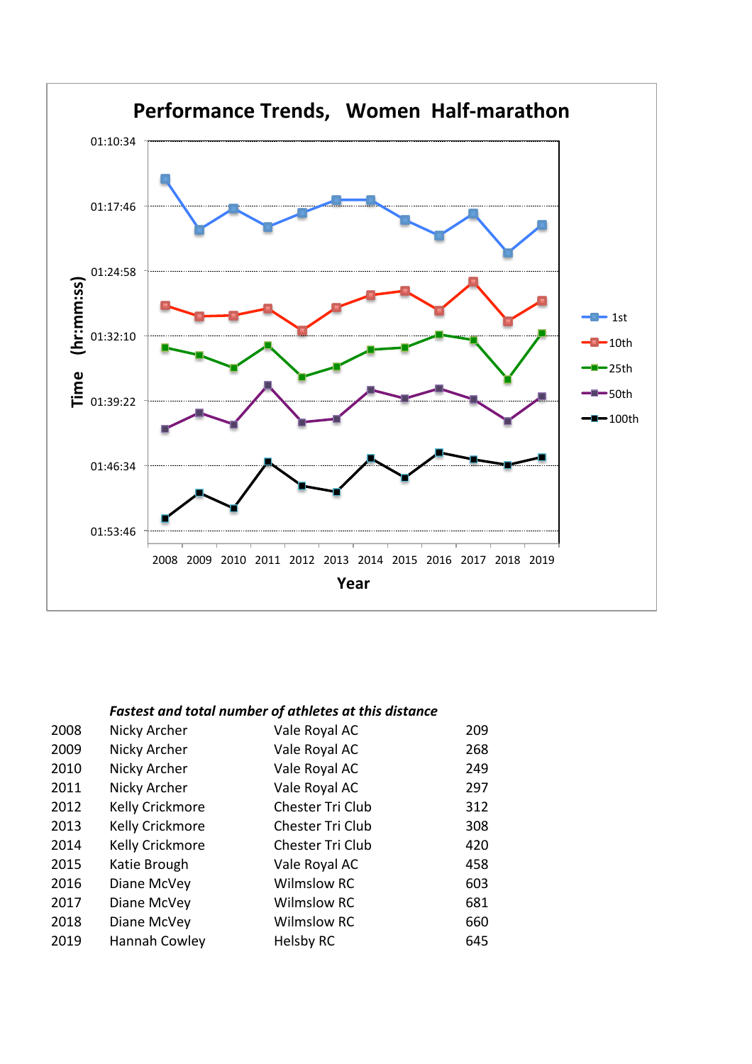## Performance Trends, Women Half-marathon

Time (hr:mm:ss): 01:10:34, 01:17:46, 01:24:58, 01:32:10, 01:39:22, 01:46:34, 01:53:46

Year: 2008 2009 2010 2011 2012 2013 2014 2015 2016 2017 2018 2019

Legend: 1st, 10th, 25th, 50th, 100th

***Fastest and total number of athletes at this distance***

| | | | |
|---|---|---|---|
| 2008 | Nicky Archer | Vale Royal AC | 209 |
| 2009 | Nicky Archer | Vale Royal AC | 268 |
| 2010 | Nicky Archer | Vale Royal AC | 249 |
| 2011 | Nicky Archer | Vale Royal AC | 297 |
| 2012 | Kelly Crickmore | Chester Tri Club | 312 |
| 2013 | Kelly Crickmore | Chester Tri Club | 308 |
| 2014 | Kelly Crickmore | Chester Tri Club | 420 |
| 2015 | Katie Brough | Vale Royal AC | 458 |
| 2016 | Diane McVey | Wilmslow RC | 603 |
| 2017 | Diane McVey | Wilmslow RC | 681 |
| 2018 | Diane McVey | Wilmslow RC | 660 |
| 2019 | Hannah Cowley | Helsby RC | 645 |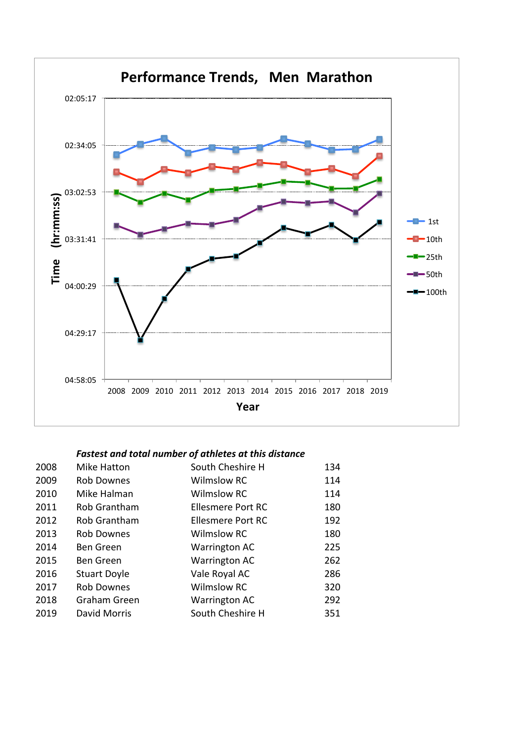## Performance Trends, Men Marathon

Time (hr:mm:ss)

02:05:17, 02:34:05, 03:02:53, 03:31:41, 04:00:29, 04:29:17, 04:58:05

Year: 2008, 2009, 2010, 2011, 2012, 2013, 2014, 2015, 2016, 2017, 2018, 2019

Legend: 1st, 10th, 25th, 50th, 100th

***Fastest and total number of athletes at this distance***

| Year | Athlete | Club | Total |
|---|---|---|---|
| 2008 | Mike Hatton | South Cheshire H | 134 |
| 2009 | Rob Downes | Wilmslow RC | 114 |
| 2010 | Mike Halman | Wilmslow RC | 114 |
| 2011 | Rob Grantham | Ellesmere Port RC | 180 |
| 2012 | Rob Grantham | Ellesmere Port RC | 192 |
| 2013 | Rob Downes | Wilmslow RC | 180 |
| 2014 | Ben Green | Warrington AC | 225 |
| 2015 | Ben Green | Warrington AC | 262 |
| 2016 | Stuart Doyle | Vale Royal AC | 286 |
| 2017 | Rob Downes | Wilmslow RC | 320 |
| 2018 | Graham Green | Warrington AC | 292 |
| 2019 | David Morris | South Cheshire H | 351 |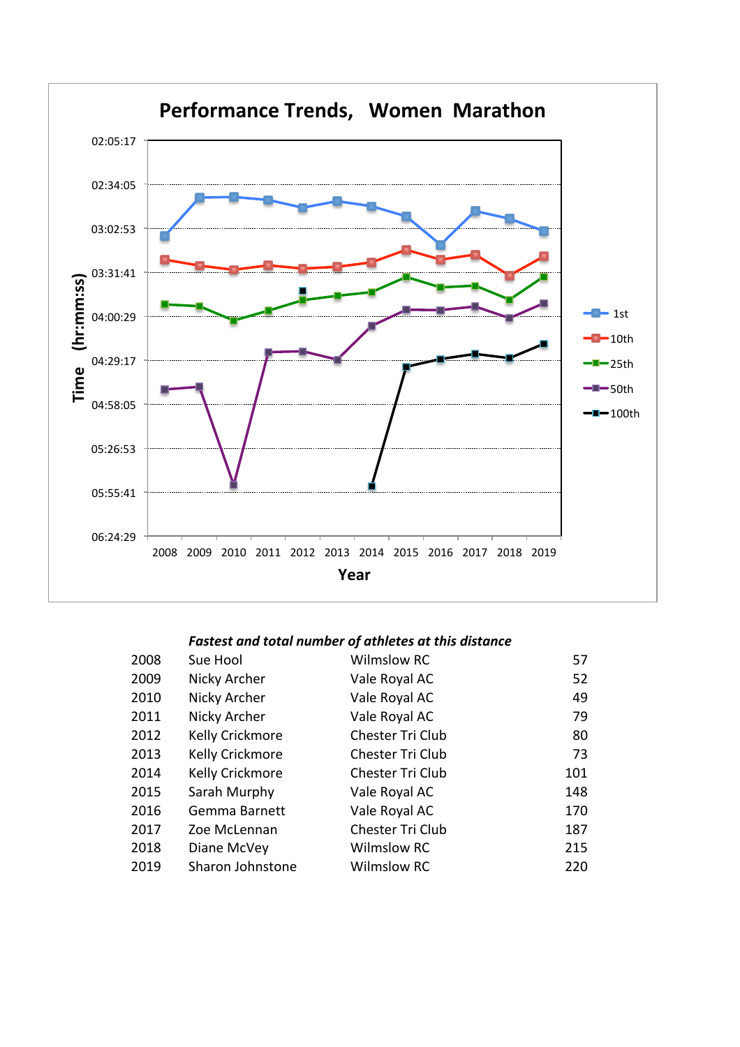Performance Trends, Women Marathon

Time (hr:mm:ss)

02:05:17
02:34:05
03:02:53
03:31:41
04:00:29
04:29:17
04:58:05
05:26:53
05:55:41
06:24:29

2008 2009 2010 2011 2012 2013 2014 2015 2016 2017 2018 2019

Year

1st
10th
25th
50th
100th

***Fastest and total number of athletes at this distance***

| | | | |
|---|---|---|---|
| 2008 | Sue Hool | Wilmslow RC | 57 |
| 2009 | Nicky Archer | Vale Royal AC | 52 |
| 2010 | Nicky Archer | Vale Royal AC | 49 |
| 2011 | Nicky Archer | Vale Royal AC | 79 |
| 2012 | Kelly Crickmore | Chester Tri Club | 80 |
| 2013 | Kelly Crickmore | Chester Tri Club | 73 |
| 2014 | Kelly Crickmore | Chester Tri Club | 101 |
| 2015 | Sarah Murphy | Vale Royal AC | 148 |
| 2016 | Gemma Barnett | Vale Royal AC | 170 |
| 2017 | Zoe McLennan | Chester Tri Club | 187 |
| 2018 | Diane McVey | Wilmslow RC | 215 |
| 2019 | Sharon Johnstone | Wilmslow RC | 220 |